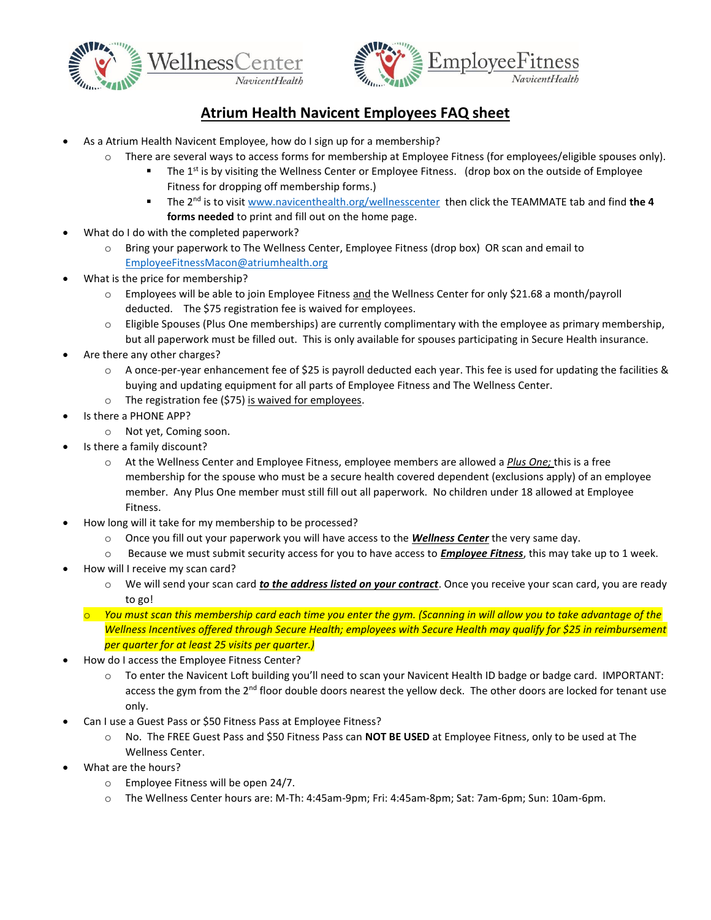WellnessCenter NavicentHealth

EmployeeFitness NavicentHealth

# Atrium Health Navicent Employees FAQ sheet

- As a Atrium Health Navicent Employee, how do I sign up for a membership?
  - There are several ways to access forms for membership at Employee Fitness (for employees/eligible spouses only).
    - The 1st is by visiting the Wellness Center or Employee Fitness. (drop box on the outside of Employee Fitness for dropping off membership forms.)
    - The 2nd is to visit www.navicenthealth.org/wellnesscenter then click the TEAMMATE tab and find **the 4 forms needed** to print and fill out on the home page.
- What do I do with the completed paperwork?
  - Bring your paperwork to The Wellness Center, Employee Fitness (drop box) OR scan and email to EmployeeFitnessMacon@atriumhealth.org
- What is the price for membership?
  - Employees will be able to join Employee Fitness and the Wellness Center for only $21.68 a month/payroll deducted. The $75 registration fee is waived for employees.
  - Eligible Spouses (Plus One memberships) are currently complimentary with the employee as primary membership, but all paperwork must be filled out. This is only available for spouses participating in Secure Health insurance.
- Are there any other charges?
  - A once-per-year enhancement fee of $25 is payroll deducted each year. This fee is used for updating the facilities & buying and updating equipment for all parts of Employee Fitness and The Wellness Center.
  - The registration fee ($75) is waived for employees.
- Is there a PHONE APP?
  - Not yet, Coming soon.
- Is there a family discount?
  - At the Wellness Center and Employee Fitness, employee members are allowed a *Plus One;* this is a free membership for the spouse who must be a secure health covered dependent (exclusions apply) of an employee member. Any Plus One member must still fill out all paperwork. No children under 18 allowed at Employee Fitness.
- How long will it take for my membership to be processed?
  - Once you fill out your paperwork you will have access to the ***Wellness Center*** the very same day.
  - Because we must submit security access for you to have access to ***Employee Fitness***, this may take up to 1 week.
- How will I receive my scan card?
  - We will send your scan card ***to the address listed on your contract***. Once you receive your scan card, you are ready to go!
  - *You must scan this membership card each time you enter the gym. (Scanning in will allow you to take advantage of the Wellness Incentives offered through Secure Health; employees with Secure Health may qualify for $25 in reimbursement per quarter for at least 25 visits per quarter.)*
- How do I access the Employee Fitness Center?
  - To enter the Navicent Loft building you'll need to scan your Navicent Health ID badge or badge card. IMPORTANT: access the gym from the 2nd floor double doors nearest the yellow deck. The other doors are locked for tenant use only.
- Can I use a Guest Pass or $50 Fitness Pass at Employee Fitness?
  - No. The FREE Guest Pass and $50 Fitness Pass can **NOT BE USED** at Employee Fitness, only to be used at The Wellness Center.
- What are the hours?
  - Employee Fitness will be open 24/7.
  - The Wellness Center hours are: M-Th: 4:45am-9pm; Fri: 4:45am-8pm; Sat: 7am-6pm; Sun: 10am-6pm.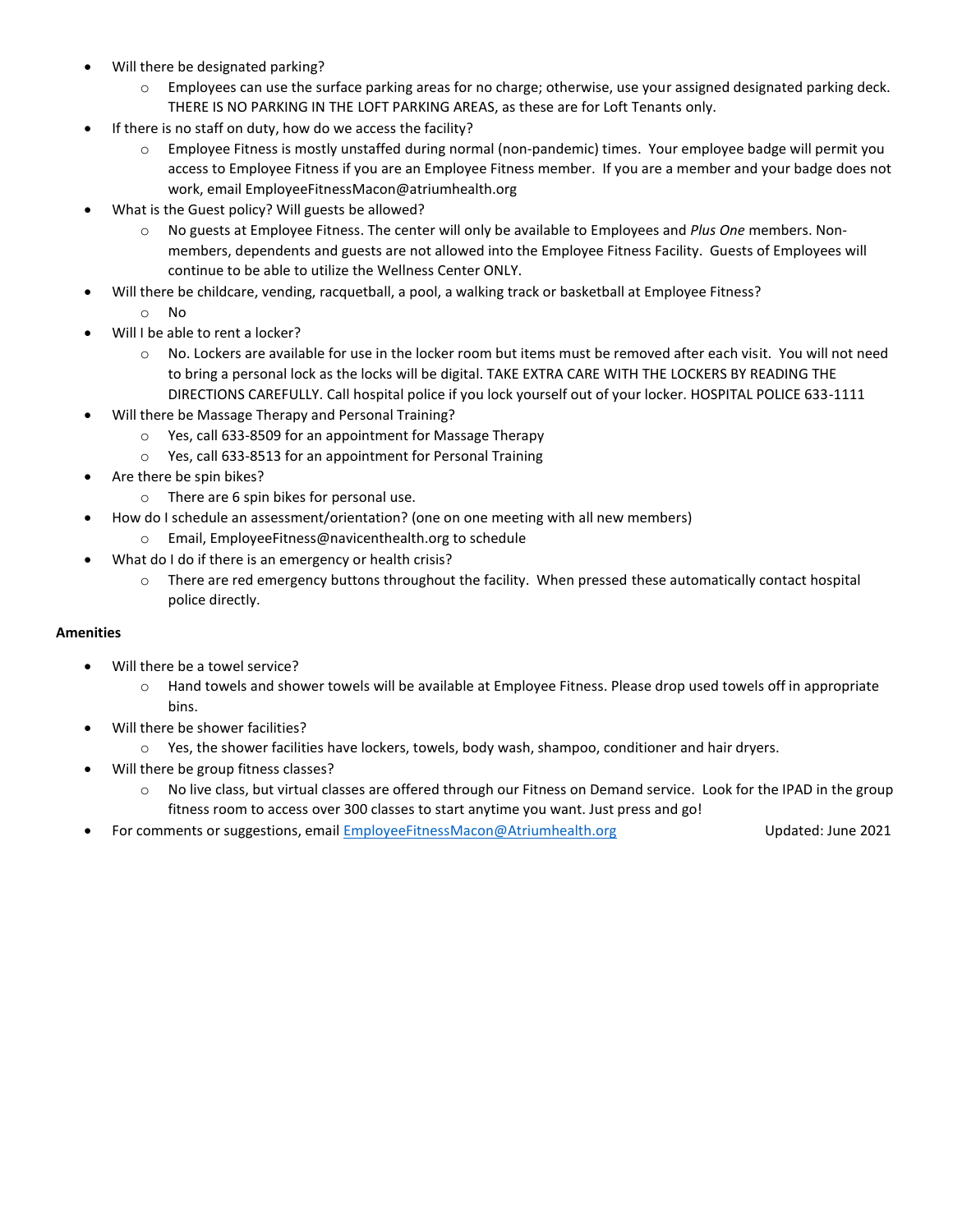- Will there be designated parking?
  - Employees can use the surface parking areas for no charge; otherwise, use your assigned designated parking deck. THERE IS NO PARKING IN THE LOFT PARKING AREAS, as these are for Loft Tenants only.
- If there is no staff on duty, how do we access the facility?
  - Employee Fitness is mostly unstaffed during normal (non-pandemic) times. Your employee badge will permit you access to Employee Fitness if you are an Employee Fitness member. If you are a member and your badge does not work, email EmployeeFitnessMacon@atriumhealth.org
- What is the Guest policy? Will guests be allowed?
  - No guests at Employee Fitness. The center will only be available to Employees and *Plus One* members. Non-members, dependents and guests are not allowed into the Employee Fitness Facility. Guests of Employees will continue to be able to utilize the Wellness Center ONLY.
- Will there be childcare, vending, racquetball, a pool, a walking track or basketball at Employee Fitness?
  - No
- Will I be able to rent a locker?
  - No. Lockers are available for use in the locker room but items must be removed after each visit. You will not need to bring a personal lock as the locks will be digital. TAKE EXTRA CARE WITH THE LOCKERS BY READING THE DIRECTIONS CAREFULLY. Call hospital police if you lock yourself out of your locker. HOSPITAL POLICE 633-1111
- Will there be Massage Therapy and Personal Training?
  - Yes, call 633-8509 for an appointment for Massage Therapy
  - Yes, call 633-8513 for an appointment for Personal Training
- Are there be spin bikes?
  - There are 6 spin bikes for personal use.
- How do I schedule an assessment/orientation? (one on one meeting with all new members)
  - Email, EmployeeFitness@navicenthealth.org to schedule
- What do I do if there is an emergency or health crisis?
  - There are red emergency buttons throughout the facility. When pressed these automatically contact hospital police directly.

**Amenities**

- Will there be a towel service?
  - Hand towels and shower towels will be available at Employee Fitness. Please drop used towels off in appropriate bins.
- Will there be shower facilities?
  - Yes, the shower facilities have lockers, towels, body wash, shampoo, conditioner and hair dryers.
- Will there be group fitness classes?
  - No live class, but virtual classes are offered through our Fitness on Demand service. Look for the IPAD in the group fitness room to access over 300 classes to start anytime you want. Just press and go!
- For comments or suggestions, email EmployeeFitnessMacon@Atriumhealth.org

Updated: June 2021